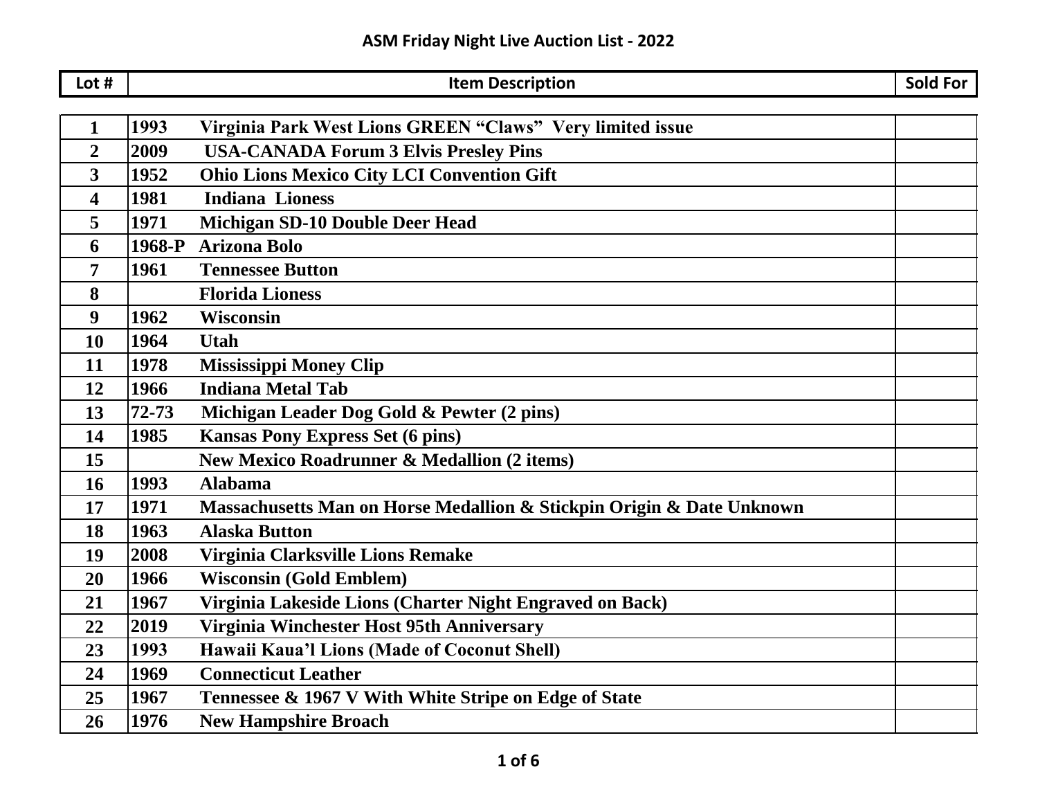## ASM Friday Night Live Auction List - 2022

| Lot # | Item Description | | Sold For |
|---|---|---|---|
| 1 | 1993 | Virginia Park West Lions GREEN "Claws" Very limited issue | |
| 2 | 2009 | USA-CANADA Forum 3 Elvis Presley Pins | |
| 3 | 1952 | Ohio Lions Mexico City LCI Convention Gift | |
| 4 | 1981 | Indiana Lioness | |
| 5 | 1971 | Michigan SD-10 Double Deer Head | |
| 6 | 1968-P | Arizona Bolo | |
| 7 | 1961 | Tennessee Button | |
| 8 | | Florida Lioness | |
| 9 | 1962 | Wisconsin | |
| 10 | 1964 | Utah | |
| 11 | 1978 | Mississippi Money Clip | |
| 12 | 1966 | Indiana Metal Tab | |
| 13 | 72-73 | Michigan Leader Dog Gold & Pewter (2 pins) | |
| 14 | 1985 | Kansas Pony Express Set (6 pins) | |
| 15 | | New Mexico Roadrunner & Medallion (2 items) | |
| 16 | 1993 | Alabama | |
| 17 | 1971 | Massachusetts Man on Horse Medallion & Stickpin Origin & Date Unknown | |
| 18 | 1963 | Alaska Button | |
| 19 | 2008 | Virginia Clarksville Lions Remake | |
| 20 | 1966 | Wisconsin (Gold Emblem) | |
| 21 | 1967 | Virginia Lakeside Lions (Charter Night Engraved on Back) | |
| 22 | 2019 | Virginia Winchester Host 95th Anniversary | |
| 23 | 1993 | Hawaii Kaua'l Lions (Made of Coconut Shell) | |
| 24 | 1969 | Connecticut Leather | |
| 25 | 1967 | Tennessee & 1967 V With White Stripe on Edge of State | |
| 26 | 1976 | New Hampshire Broach | |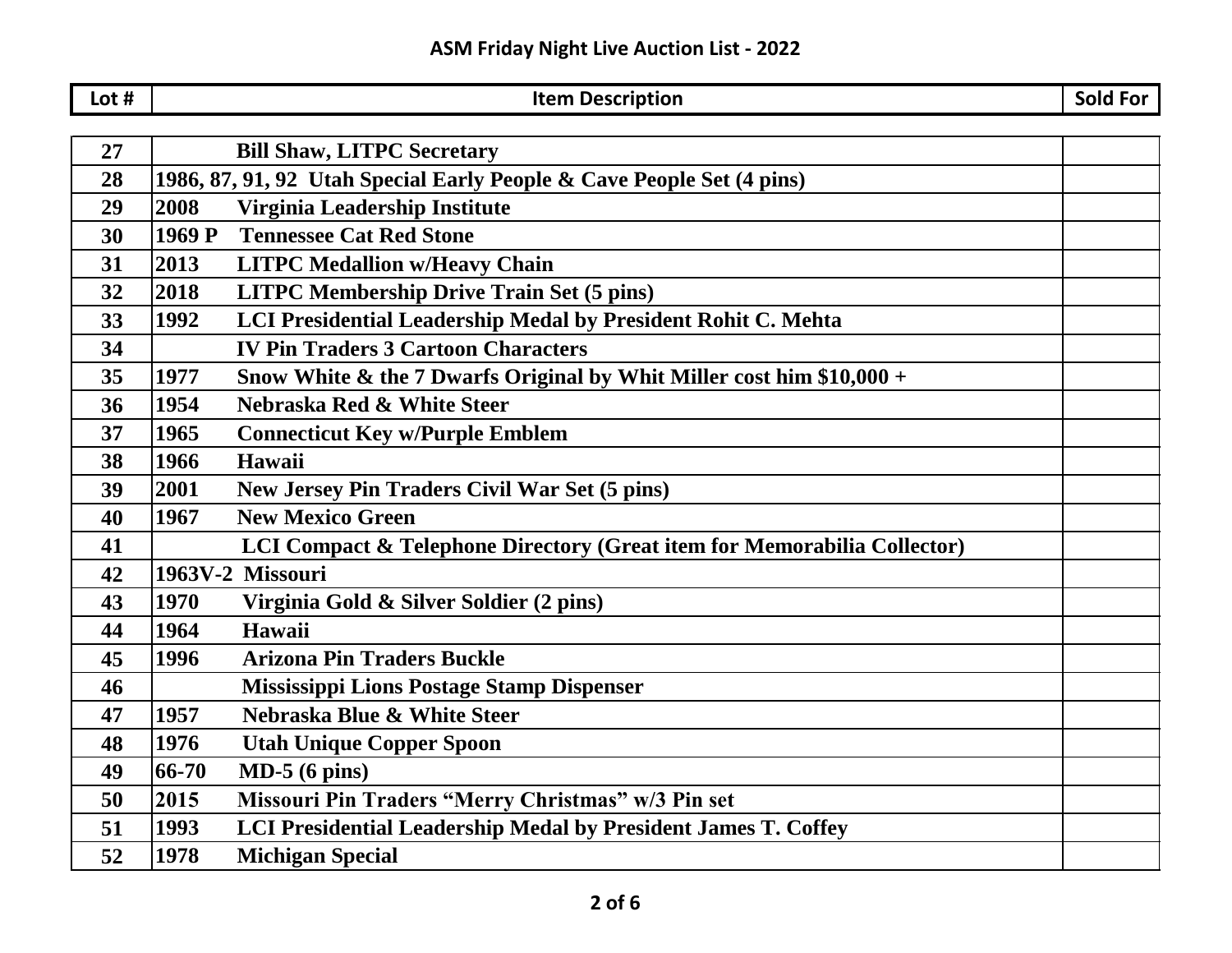## ASM Friday Night Live Auction List - 2022

| Lot # | Item Description | Sold For |
|---|---|---|
| 27 | Bill Shaw, LITPC Secretary | |
| 28 | 1986, 87, 91, 92 Utah Special Early People & Cave People Set (4 pins) | |
| 29 | 2008 Virginia Leadership Institute | |
| 30 | 1969 P Tennessee Cat Red Stone | |
| 31 | 2013 LITPC Medallion w/Heavy Chain | |
| 32 | 2018 LITPC Membership Drive Train Set (5 pins) | |
| 33 | 1992 LCI Presidential Leadership Medal by President Rohit C. Mehta | |
| 34 | IV Pin Traders 3 Cartoon Characters | |
| 35 | 1977 Snow White & the 7 Dwarfs Original by Whit Miller cost him $10,000 + | |
| 36 | 1954 Nebraska Red & White Steer | |
| 37 | 1965 Connecticut Key w/Purple Emblem | |
| 38 | 1966 Hawaii | |
| 39 | 2001 New Jersey Pin Traders Civil War Set (5 pins) | |
| 40 | 1967 New Mexico Green | |
| 41 | LCI Compact & Telephone Directory (Great item for Memorabilia Collector) | |
| 42 | 1963V-2 Missouri | |
| 43 | 1970 Virginia Gold & Silver Soldier (2 pins) | |
| 44 | 1964 Hawaii | |
| 45 | 1996 Arizona Pin Traders Buckle | |
| 46 | Mississippi Lions Postage Stamp Dispenser | |
| 47 | 1957 Nebraska Blue & White Steer | |
| 48 | 1976 Utah Unique Copper Spoon | |
| 49 | 66-70 MD-5 (6 pins) | |
| 50 | 2015 Missouri Pin Traders "Merry Christmas" w/3 Pin set | |
| 51 | 1993 LCI Presidential Leadership Medal by President James T. Coffey | |
| 52 | 1978 Michigan Special | |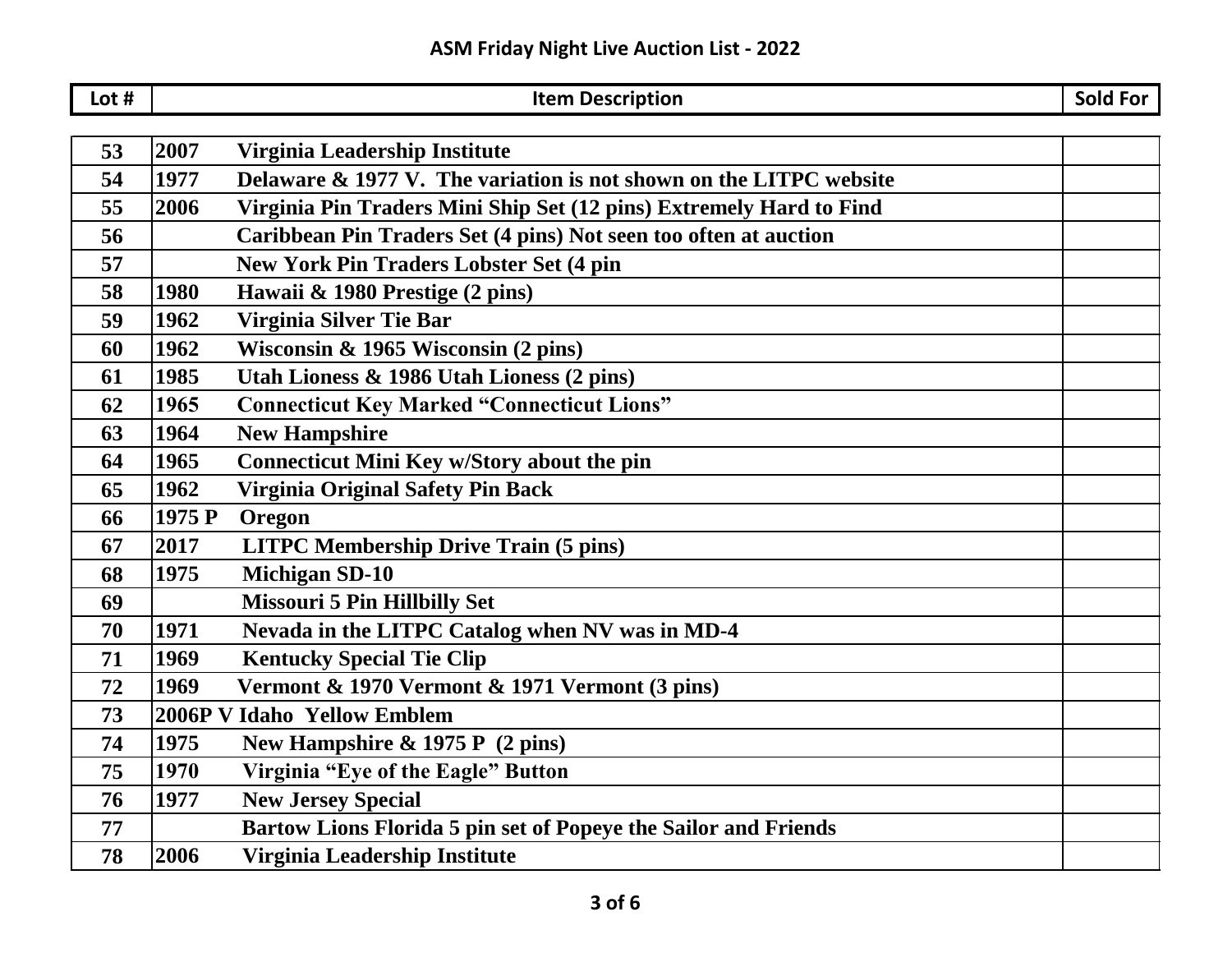# ASM Friday Night Live Auction List - 2022

| Lot # | Item Description | Sold For |
|---|---|---|
| 53 | 2007 Virginia Leadership Institute | |
| 54 | 1977 Delaware & 1977 V. The variation is not shown on the LITPC website | |
| 55 | 2006 Virginia Pin Traders Mini Ship Set (12 pins) Extremely Hard to Find | |
| 56 | Caribbean Pin Traders Set (4 pins) Not seen too often at auction | |
| 57 | New York Pin Traders Lobster Set (4 pin | |
| 58 | 1980 Hawaii & 1980 Prestige (2 pins) | |
| 59 | 1962 Virginia Silver Tie Bar | |
| 60 | 1962 Wisconsin & 1965 Wisconsin (2 pins) | |
| 61 | 1985 Utah Lioness & 1986 Utah Lioness (2 pins) | |
| 62 | 1965 Connecticut Key Marked "Connecticut Lions" | |
| 63 | 1964 New Hampshire | |
| 64 | 1965 Connecticut Mini Key w/Story about the pin | |
| 65 | 1962 Virginia Original Safety Pin Back | |
| 66 | 1975 P Oregon | |
| 67 | 2017 LITPC Membership Drive Train (5 pins) | |
| 68 | 1975 Michigan SD-10 | |
| 69 | Missouri 5 Pin Hillbilly Set | |
| 70 | 1971 Nevada in the LITPC Catalog when NV was in MD-4 | |
| 71 | 1969 Kentucky Special Tie Clip | |
| 72 | 1969 Vermont & 1970 Vermont & 1971 Vermont (3 pins) | |
| 73 | 2006P V Idaho Yellow Emblem | |
| 74 | 1975 New Hampshire & 1975 P (2 pins) | |
| 75 | 1970 Virginia "Eye of the Eagle" Button | |
| 76 | 1977 New Jersey Special | |
| 77 | Bartow Lions Florida 5 pin set of Popeye the Sailor and Friends | |
| 78 | 2006 Virginia Leadership Institute | |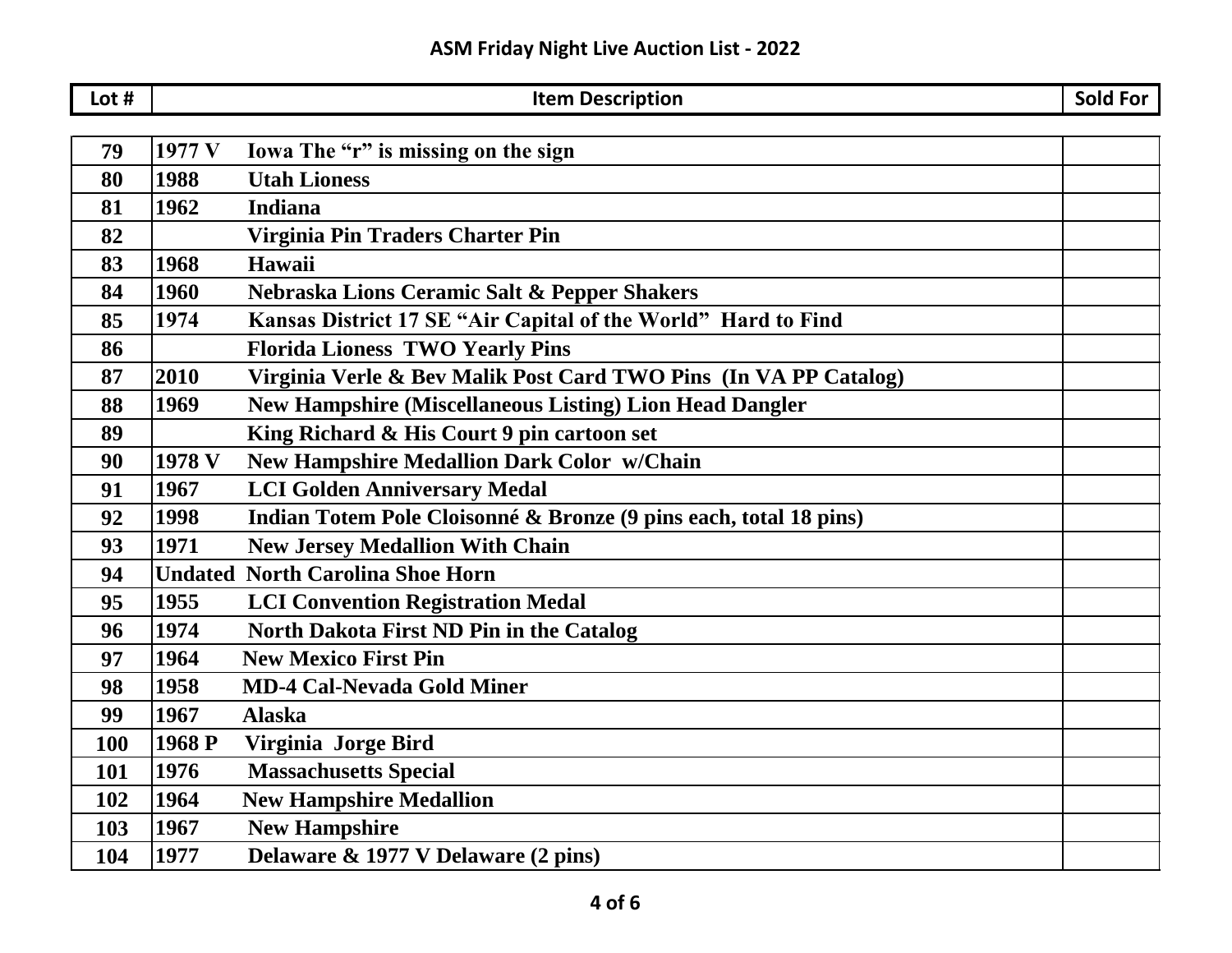## ASM Friday Night Live Auction List - 2022

| Lot # | Item Description | Sold For |
|---|---|---|
| 79 | 1977 V Iowa The “r” is missing on the sign | |
| 80 | 1988 Utah Lioness | |
| 81 | 1962 Indiana | |
| 82 | Virginia Pin Traders Charter Pin | |
| 83 | 1968 Hawaii | |
| 84 | 1960 Nebraska Lions Ceramic Salt & Pepper Shakers | |
| 85 | 1974 Kansas District 17 SE “Air Capital of the World” Hard to Find | |
| 86 | Florida Lioness TWO Yearly Pins | |
| 87 | 2010 Virginia Verle & Bev Malik Post Card TWO Pins (In VA PP Catalog) | |
| 88 | 1969 New Hampshire (Miscellaneous Listing) Lion Head Dangler | |
| 89 | King Richard & His Court 9 pin cartoon set | |
| 90 | 1978 V New Hampshire Medallion Dark Color w/Chain | |
| 91 | 1967 LCI Golden Anniversary Medal | |
| 92 | 1998 Indian Totem Pole Cloisonné & Bronze (9 pins each, total 18 pins) | |
| 93 | 1971 New Jersey Medallion With Chain | |
| 94 | Undated North Carolina Shoe Horn | |
| 95 | 1955 LCI Convention Registration Medal | |
| 96 | 1974 North Dakota First ND Pin in the Catalog | |
| 97 | 1964 New Mexico First Pin | |
| 98 | 1958 MD-4 Cal-Nevada Gold Miner | |
| 99 | 1967 Alaska | |
| 100 | 1968 P Virginia Jorge Bird | |
| 101 | 1976 Massachusetts Special | |
| 102 | 1964 New Hampshire Medallion | |
| 103 | 1967 New Hampshire | |
| 104 | 1977 Delaware & 1977 V Delaware (2 pins) | |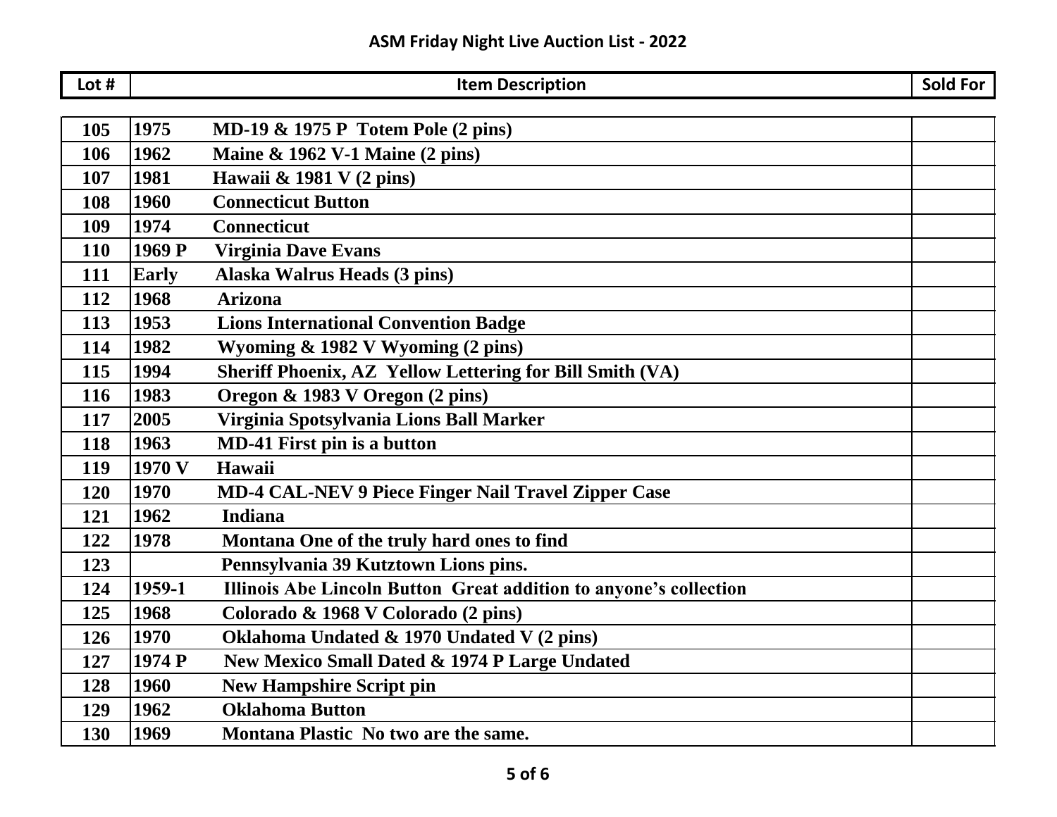## ASM Friday Night Live Auction List - 2022

| Lot # | Item Description | Sold For |
|---|---|---|
| 105 | 1975 MD-19 & 1975 P Totem Pole (2 pins) | |
| 106 | 1962 Maine & 1962 V-1 Maine (2 pins) | |
| 107 | 1981 Hawaii & 1981 V (2 pins) | |
| 108 | 1960 Connecticut Button | |
| 109 | 1974 Connecticut | |
| 110 | 1969 P Virginia Dave Evans | |
| 111 | Early Alaska Walrus Heads (3 pins) | |
| 112 | 1968 Arizona | |
| 113 | 1953 Lions International Convention Badge | |
| 114 | 1982 Wyoming & 1982 V Wyoming (2 pins) | |
| 115 | 1994 Sheriff Phoenix, AZ Yellow Lettering for Bill Smith (VA) | |
| 116 | 1983 Oregon & 1983 V Oregon (2 pins) | |
| 117 | 2005 Virginia Spotsylvania Lions Ball Marker | |
| 118 | 1963 MD-41 First pin is a button | |
| 119 | 1970 V Hawaii | |
| 120 | 1970 MD-4 CAL-NEV 9 Piece Finger Nail Travel Zipper Case | |
| 121 | 1962 Indiana | |
| 122 | 1978 Montana One of the truly hard ones to find | |
| 123 | Pennsylvania 39 Kutztown Lions pins. | |
| 124 | 1959-1 Illinois Abe Lincoln Button Great addition to anyone's collection | |
| 125 | 1968 Colorado & 1968 V Colorado (2 pins) | |
| 126 | 1970 Oklahoma Undated & 1970 Undated V (2 pins) | |
| 127 | 1974 P New Mexico Small Dated & 1974 P Large Undated | |
| 128 | 1960 New Hampshire Script pin | |
| 129 | 1962 Oklahoma Button | |
| 130 | 1969 Montana Plastic No two are the same. | |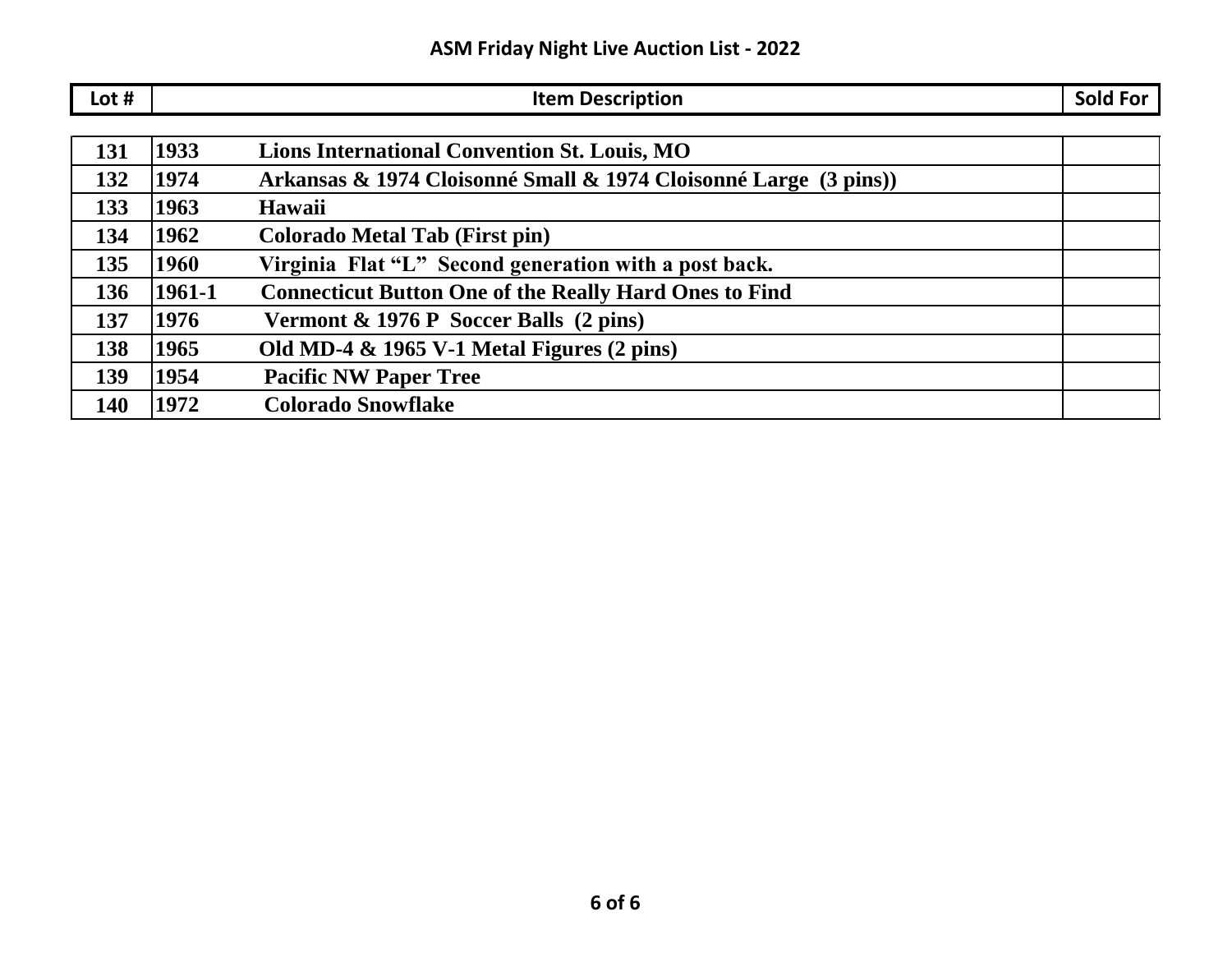## ASM Friday Night Live Auction List - 2022

| Lot # | Item Description | | Sold For |
|---|---|---|---|
| 131 | 1933 | Lions International Convention St. Louis, MO | |
| 132 | 1974 | Arkansas & 1974 Cloisonné Small & 1974 Cloisonné Large (3 pins)) | |
| 133 | 1963 | Hawaii | |
| 134 | 1962 | Colorado Metal Tab (First pin) | |
| 135 | 1960 | Virginia Flat "L" Second generation with a post back. | |
| 136 | 1961-1 | Connecticut Button One of the Really Hard Ones to Find | |
| 137 | 1976 | Vermont & 1976 P Soccer Balls (2 pins) | |
| 138 | 1965 | Old MD-4 & 1965 V-1 Metal Figures (2 pins) | |
| 139 | 1954 | Pacific NW Paper Tree | |
| 140 | 1972 | Colorado Snowflake | |